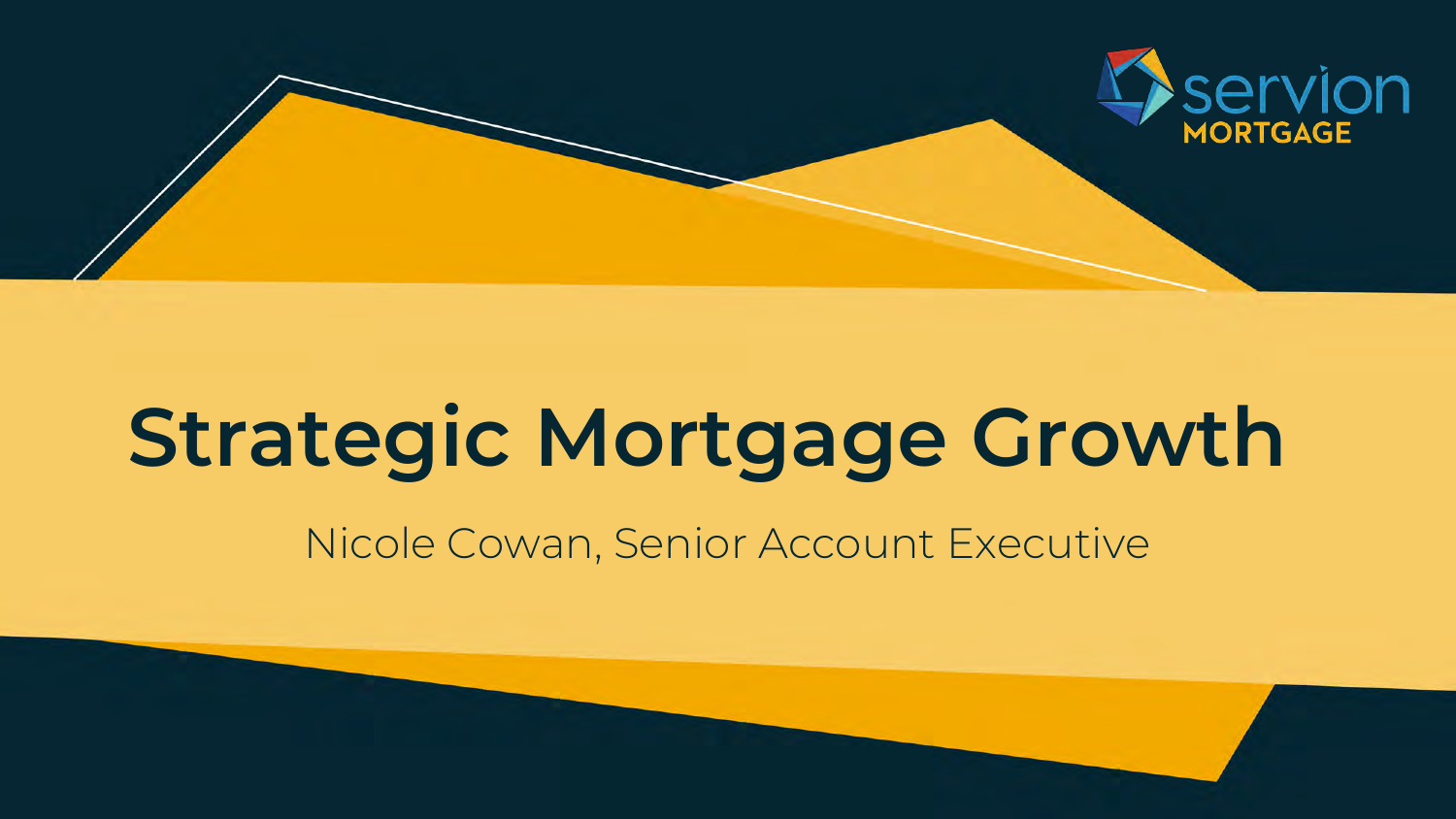servion MORTGAGE

# Strategic Mortgage Growth

Nicole Cowan, Senior Account Executive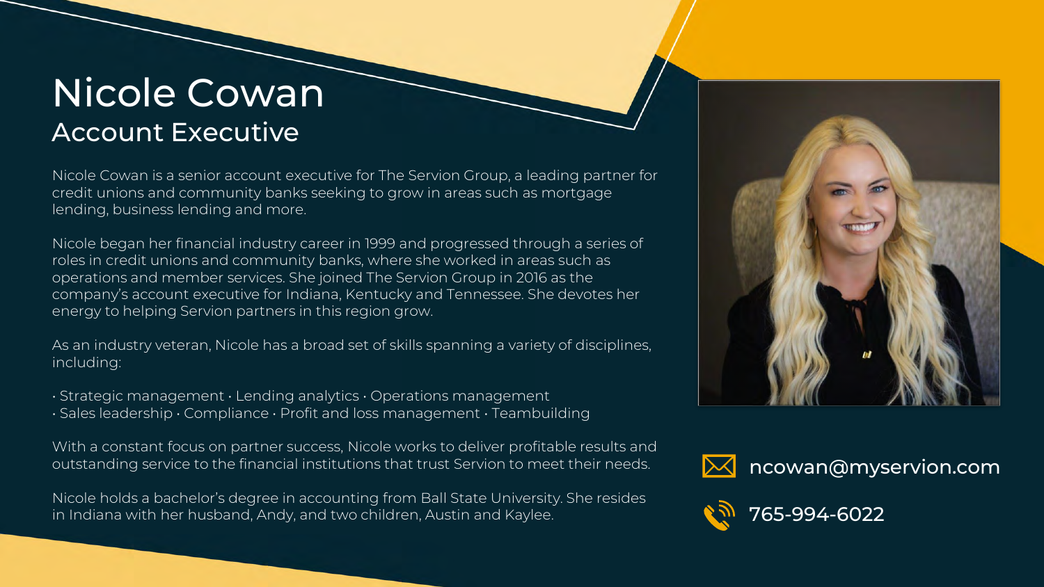# Nicole Cowan

## Account Executive

Nicole Cowan is a senior account executive for The Servion Group, a leading partner for credit unions and community banks seeking to grow in areas such as mortgage lending, business lending and more.

Nicole began her financial industry career in 1999 and progressed through a series of roles in credit unions and community banks, where she worked in areas such as operations and member services. She joined The Servion Group in 2016 as the company's account executive for Indiana, Kentucky and Tennessee. She devotes her energy to helping Servion partners in this region grow.

As an industry veteran, Nicole has a broad set of skills spanning a variety of disciplines, including:

- Strategic management • Lending analytics • Operations management
- Sales leadership • Compliance • Profit and loss management • Teambuilding

With a constant focus on partner success, Nicole works to deliver profitable results and outstanding service to the financial institutions that trust Servion to meet their needs.

Nicole holds a bachelor's degree in accounting from Ball State University. She resides in Indiana with her husband, Andy, and two children, Austin and Kaylee.

ncowan@myservion.com

765-994-6022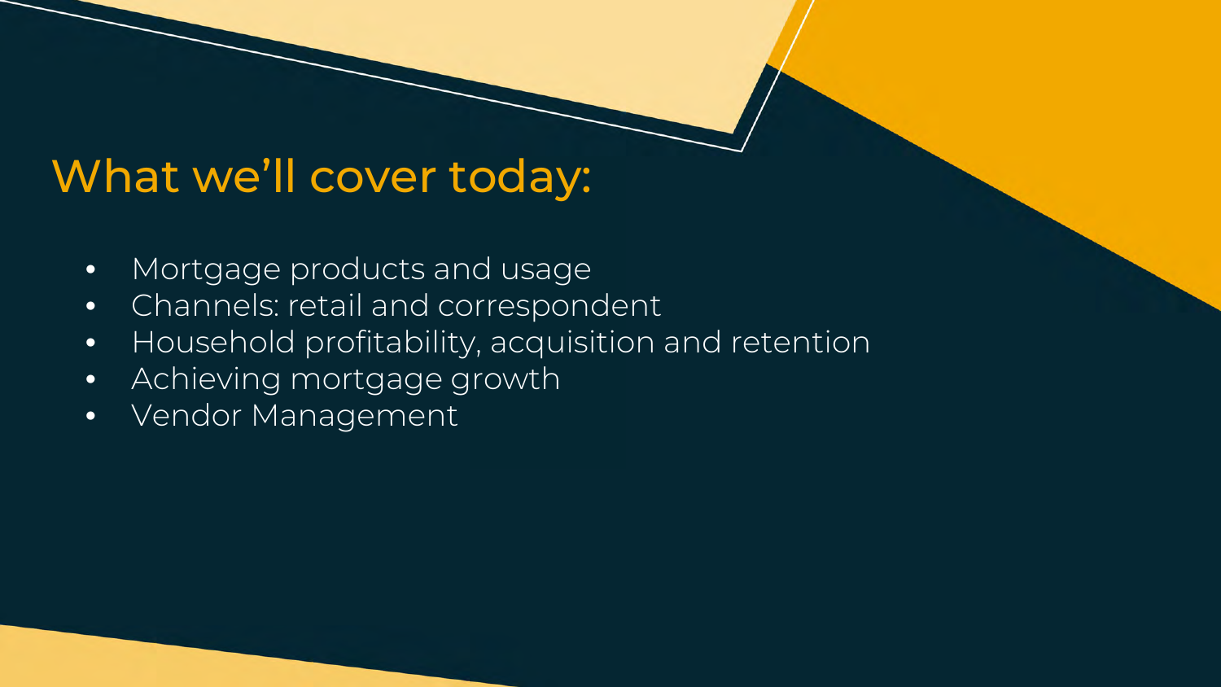# What we’ll cover today:

- Mortgage products and usage
- Channels: retail and correspondent
- Household profitability, acquisition and retention
- Achieving mortgage growth
- Vendor Management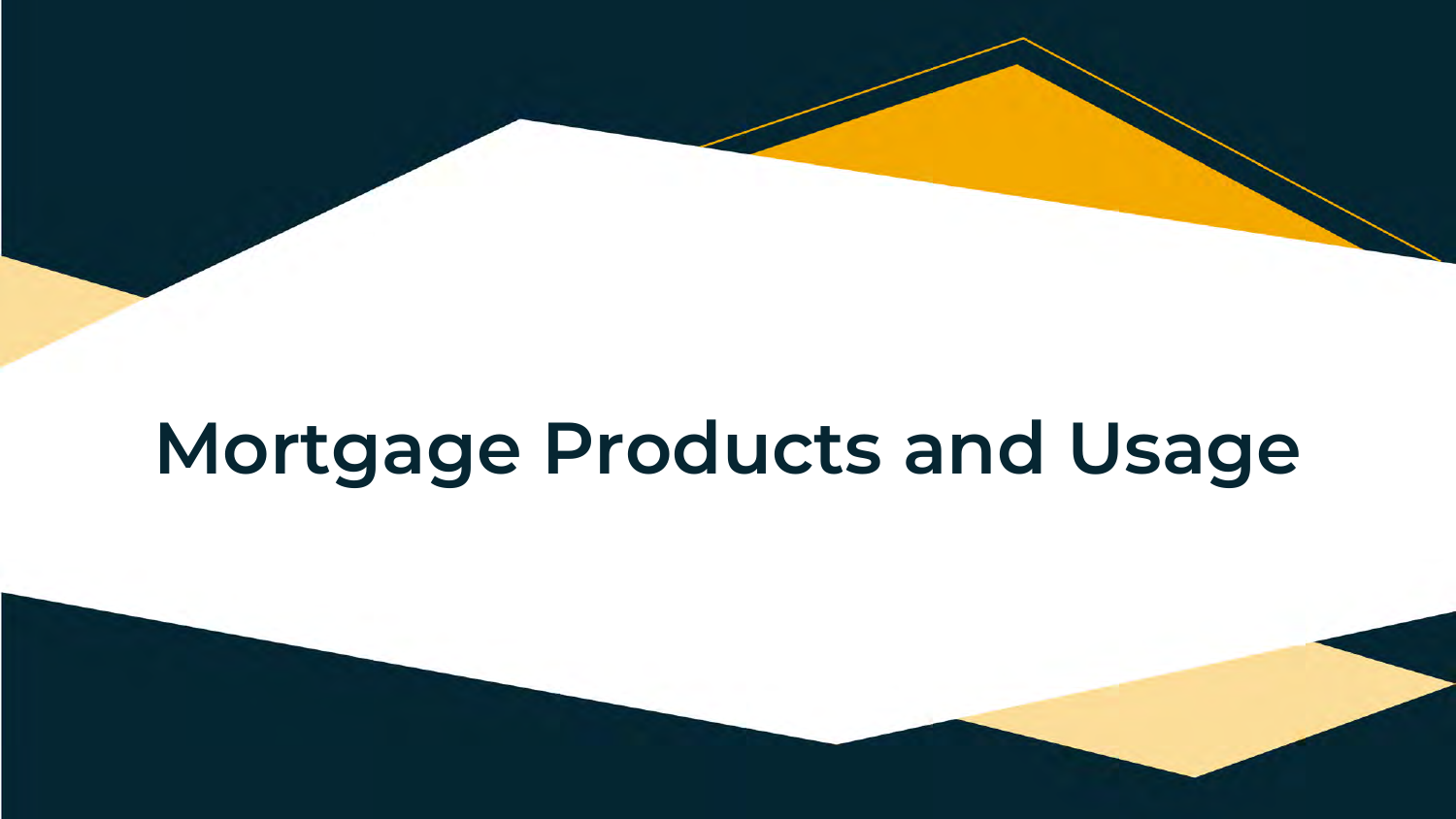# Mortgage Products and Usage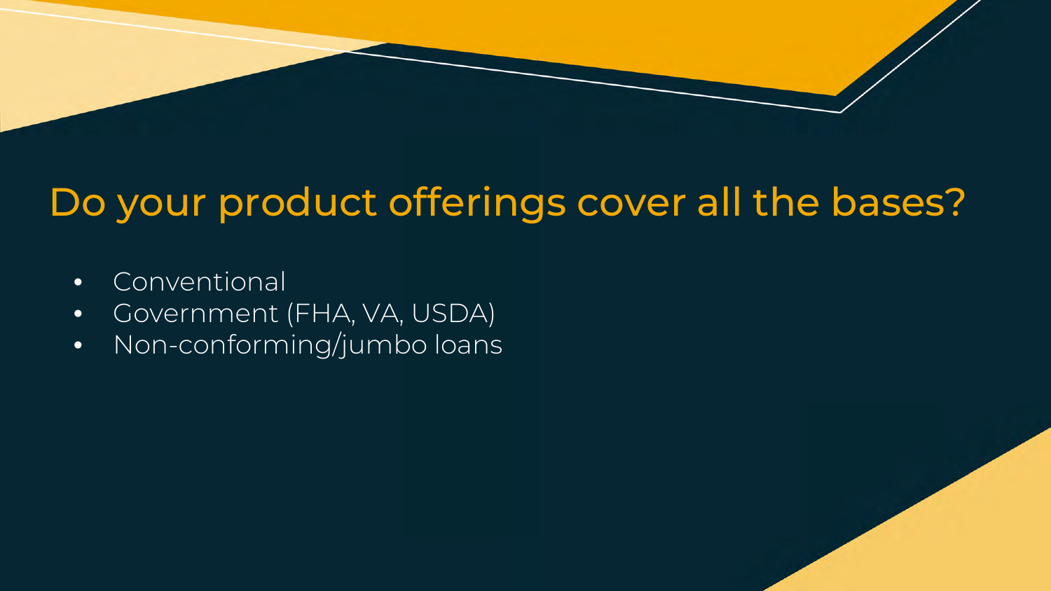# Do your product offerings cover all the bases?

- Conventional
- Government (FHA, VA, USDA)
- Non-conforming/jumbo loans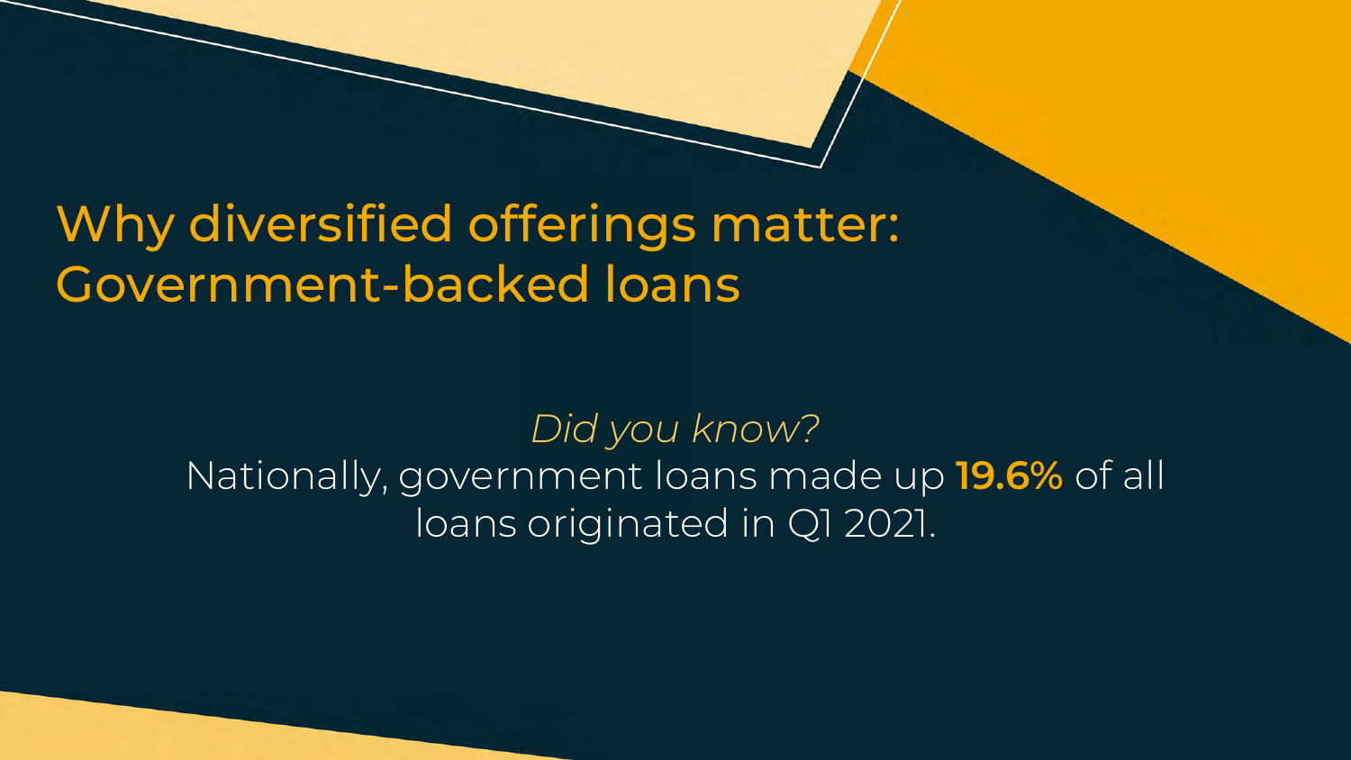# Why diversified offerings matter: Government-backed loans

*Did you know?*

Nationally, government loans made up **19.6%** of all loans originated in Q1 2021.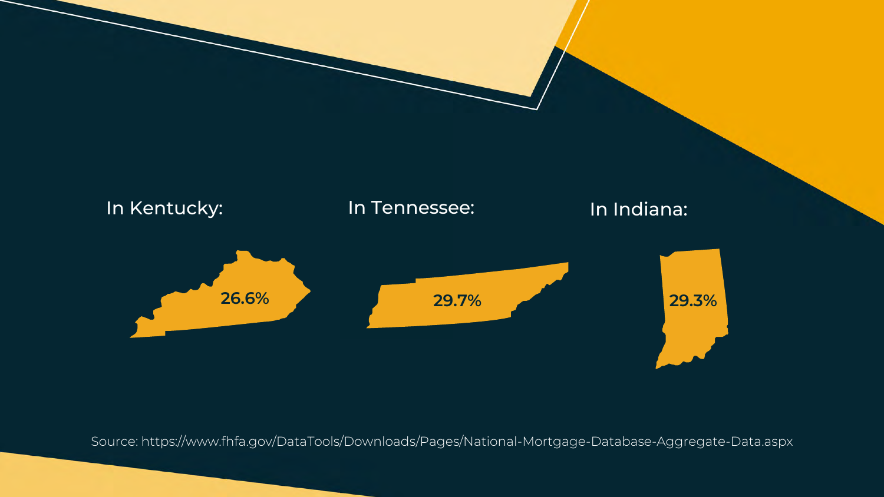In Kentucky:

**26.6%**

In Tennessee:

**29.7%**

In Indiana:

**29.3%**

Source: https://www.fhfa.gov/DataTools/Downloads/Pages/National-Mortgage-Database-Aggregate-Data.aspx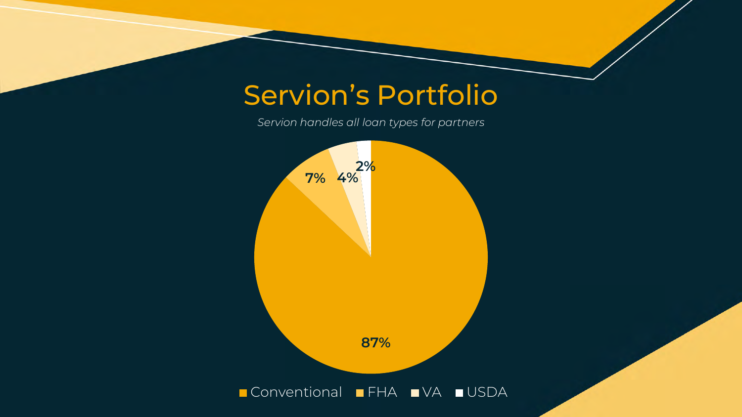# Servion's Portfolio

*Servion handles all loan types for partners*

| Loan Type | Share |
| --- | --- |
| Conventional | 87% |
| FHA | 7% |
| VA | 4% |
| USDA | 2% |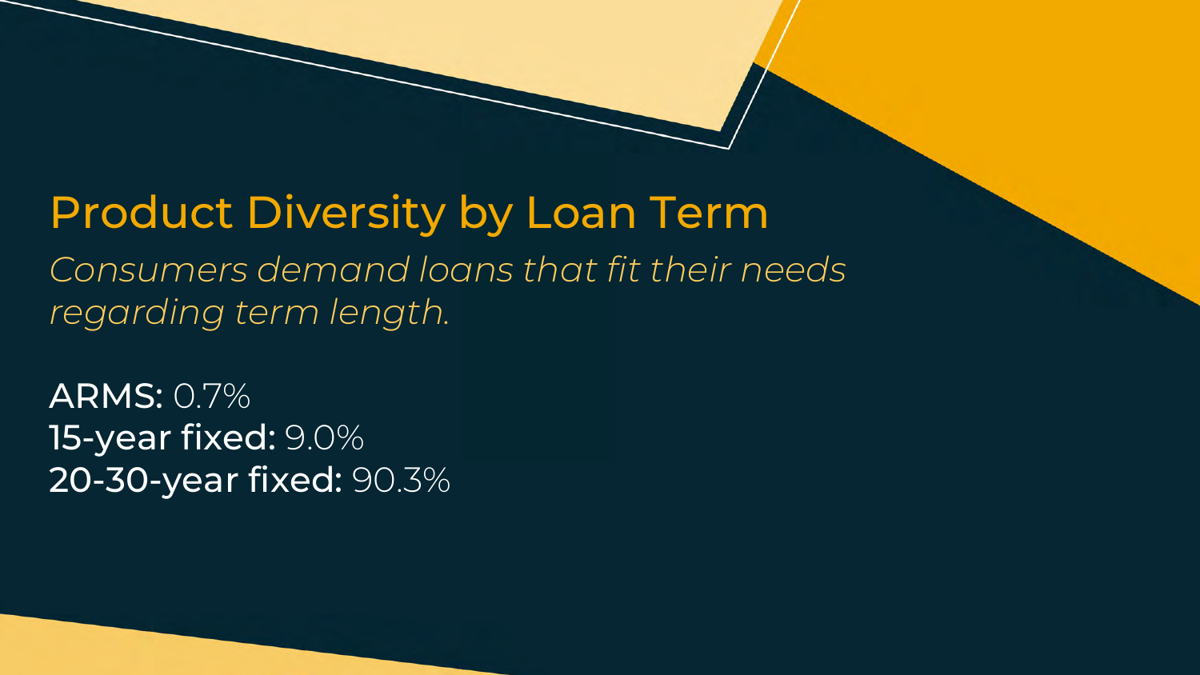# Product Diversity by Loan Term

*Consumers demand loans that fit their needs regarding term length.*

**ARMS:** 0.7%
**15-year fixed:** 9.0%
**20-30-year fixed:** 90.3%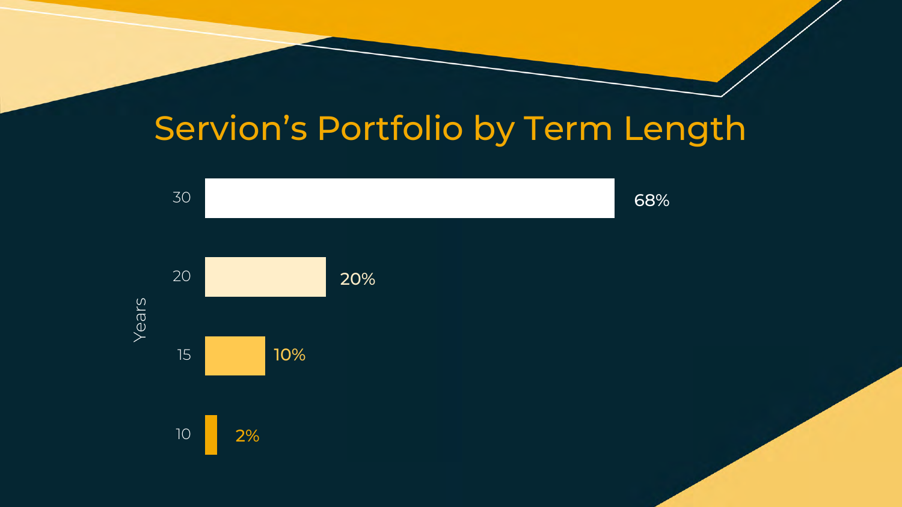# Servion's Portfolio by Term Length

| Years | Share |
| --- | --- |
| 30 | 68% |
| 20 | 20% |
| 15 | 10% |
| 10 | 2% |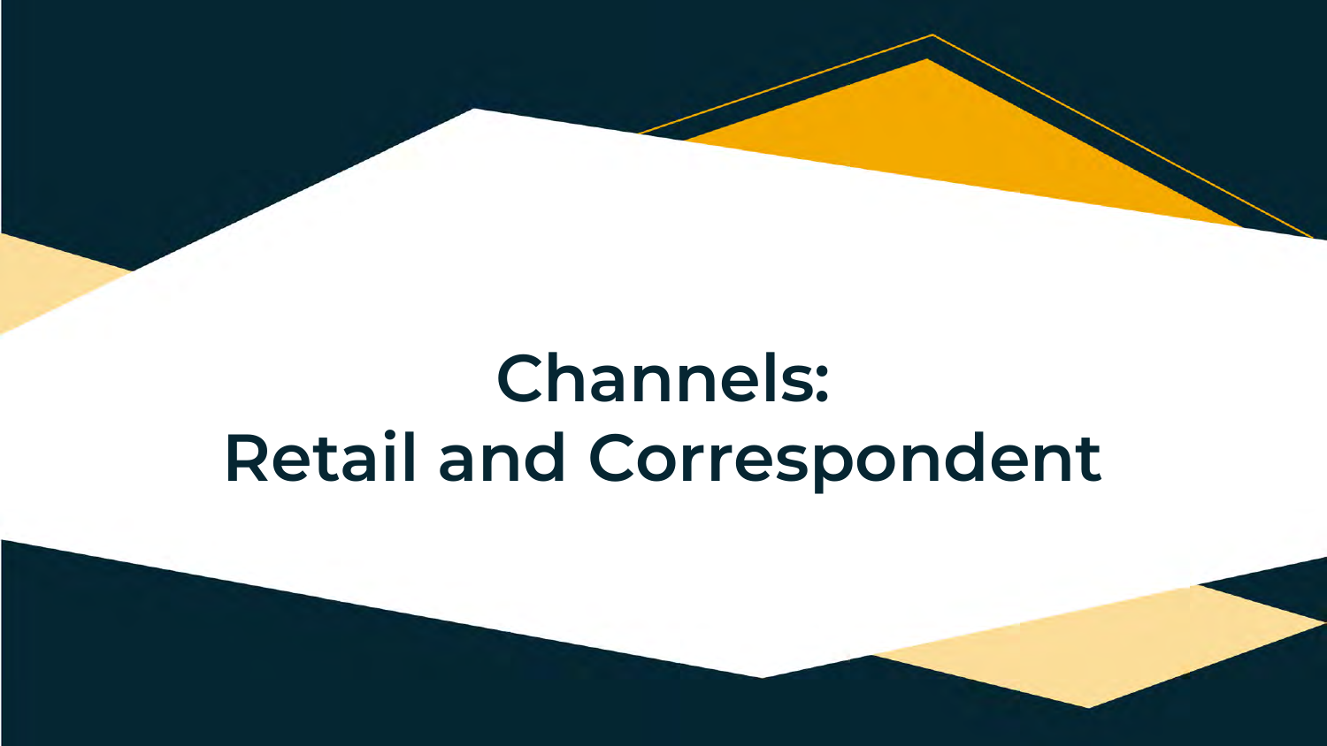# Channels: Retail and Correspondent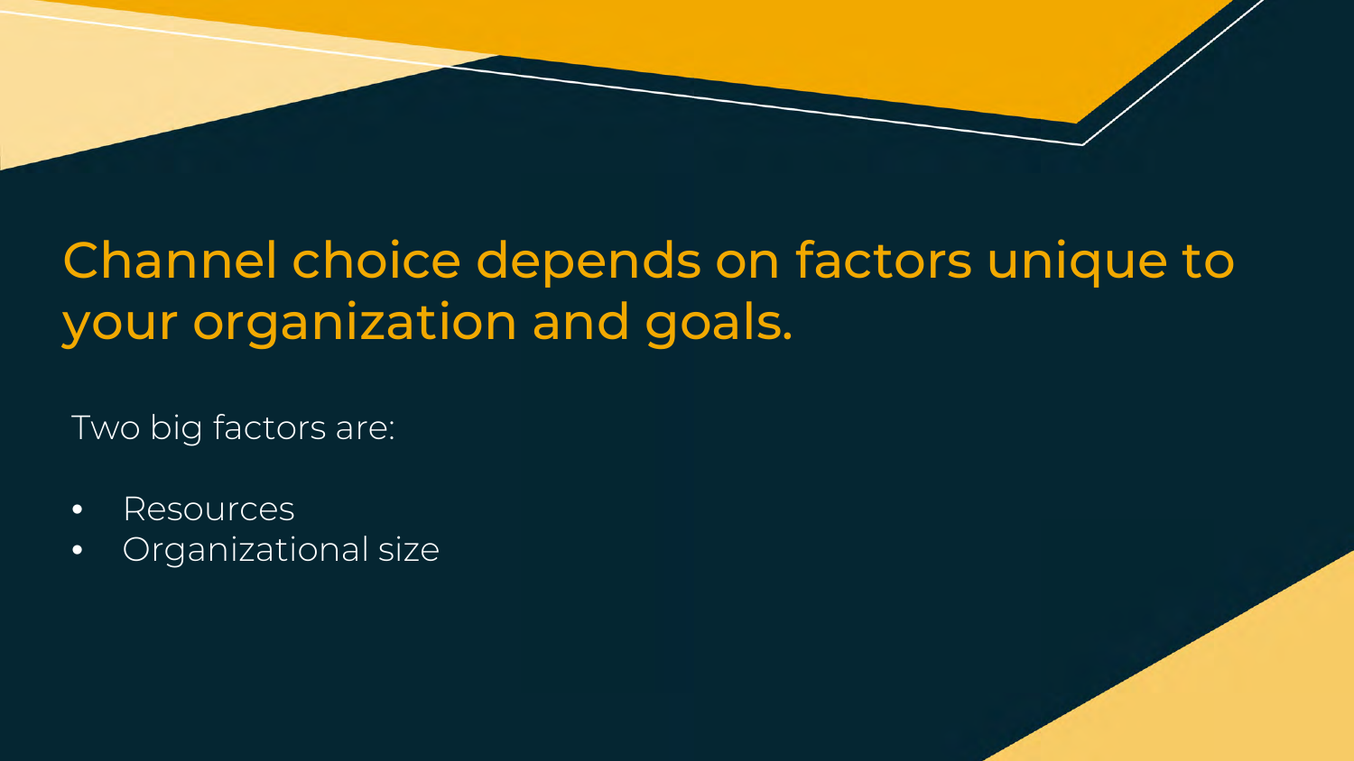# Channel choice depends on factors unique to your organization and goals.

Two big factors are:

- Resources
- Organizational size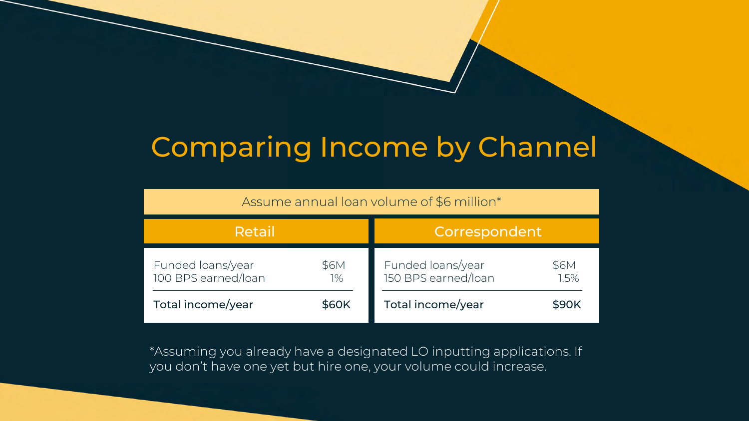# Comparing Income by Channel

| Assume annual loan volume of $6 million* | | | |
|---|---|---|---|
| **Retail** | | **Correspondent** | |
| Funded loans/year | $6M | Funded loans/year | $6M |
| 100 BPS earned/loan | 1% | 150 BPS earned/loan | 1.5% |
| **Total income/year** | **$60K** | **Total income/year** | **$90K** |

*Assuming you already have a designated LO inputting applications. If you don't have one yet but hire one, your volume could increase.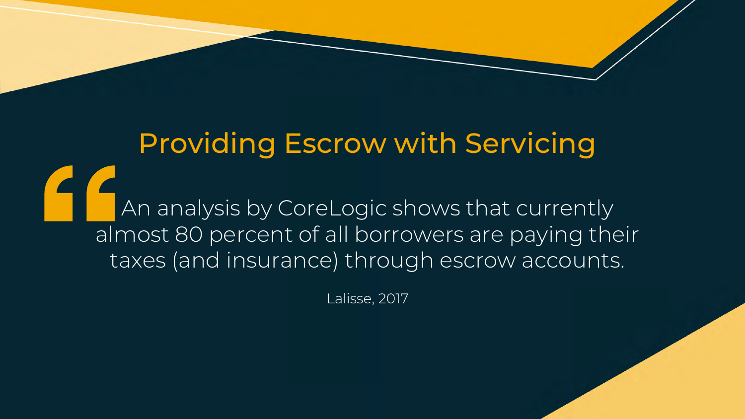# Providing Escrow with Servicing

> An analysis by CoreLogic shows that currently almost 80 percent of all borrowers are paying their taxes (and insurance) through escrow accounts.

Lalisse, 2017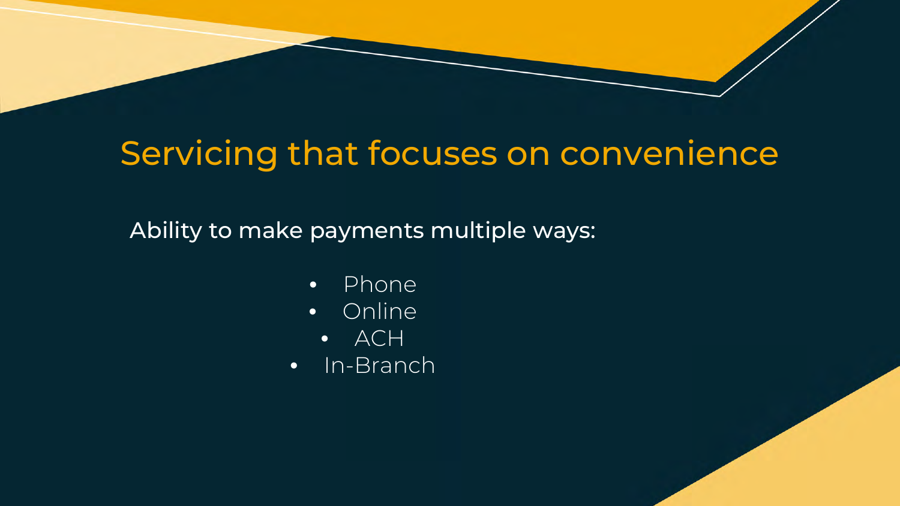# Servicing that focuses on convenience

Ability to make payments multiple ways:

- Phone
- Online
- ACH
- In-Branch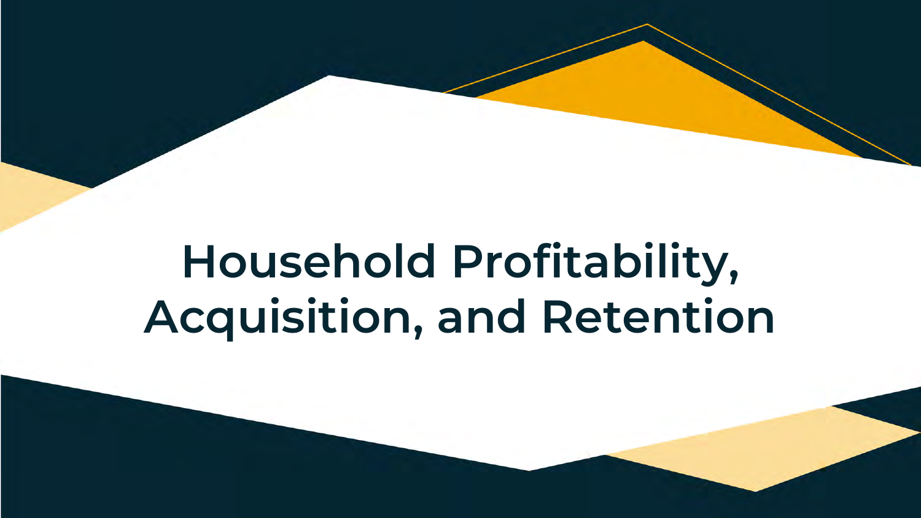# Household Profitability, Acquisition, and Retention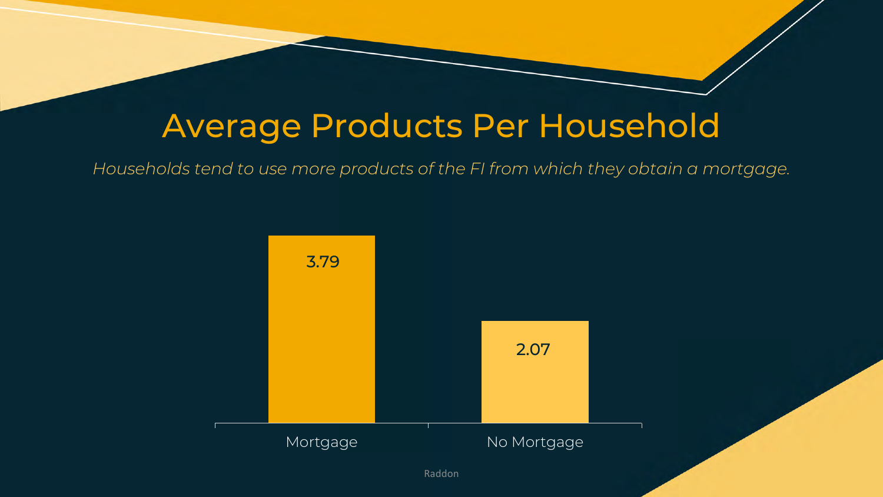# Average Products Per Household

*Households tend to use more products of the FI from which they obtain a mortgage.*

| | Average Products Per Household |
|---|---|
| Mortgage | 3.79 |
| No Mortgage | 2.07 |

Raddon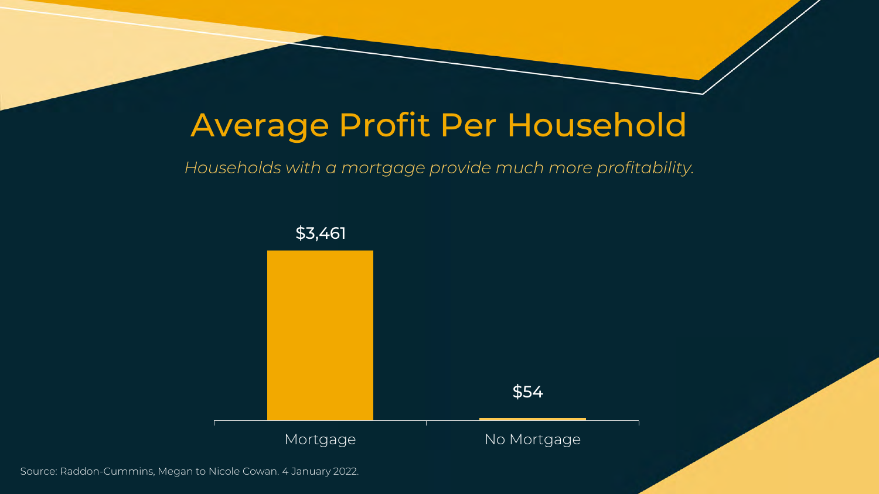# Average Profit Per Household

*Households with a mortgage provide much more profitability.*

| | Mortgage | No Mortgage |
|---|---|---|
| Average Profit Per Household | $3,461 | $54 |

Source: Raddon-Cummins, Megan to Nicole Cowan. 4 January 2022.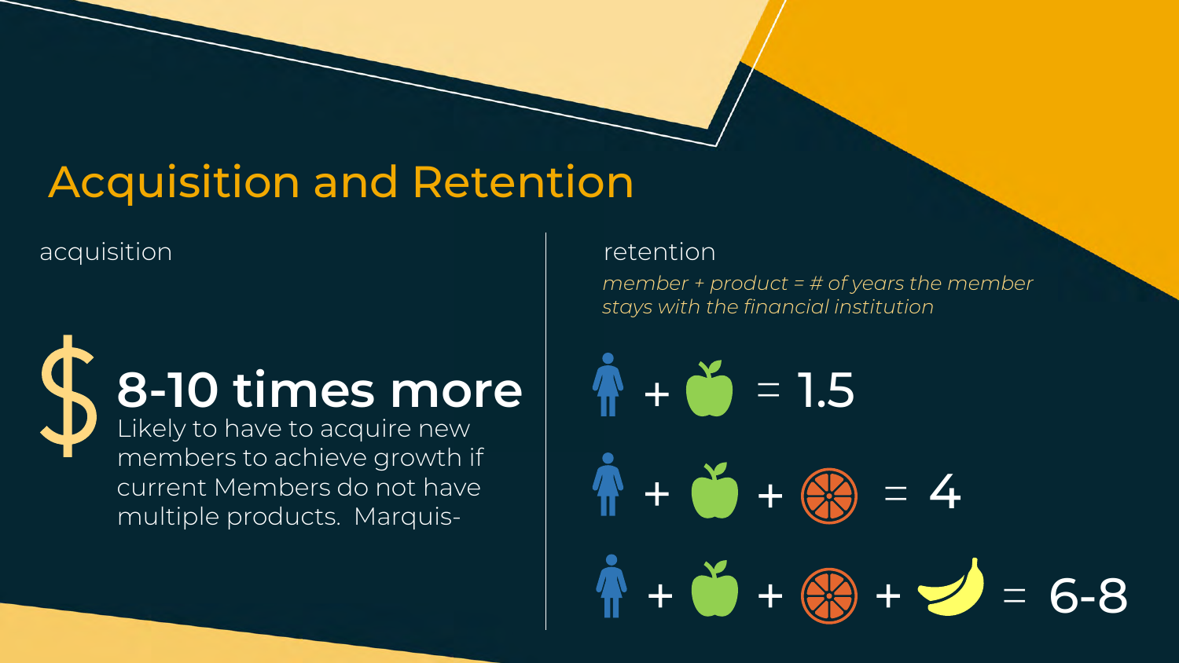# Acquisition and Retention

## acquisition

$ **8-10 times more**
Likely to have to acquire new members to achieve growth if current Members do not have multiple products. Marquis-

## retention

*member + product = # of years the member stays with the financial institution*

member + apple = 1.5

member + apple + orange = 4

member + apple + orange + banana = 6-8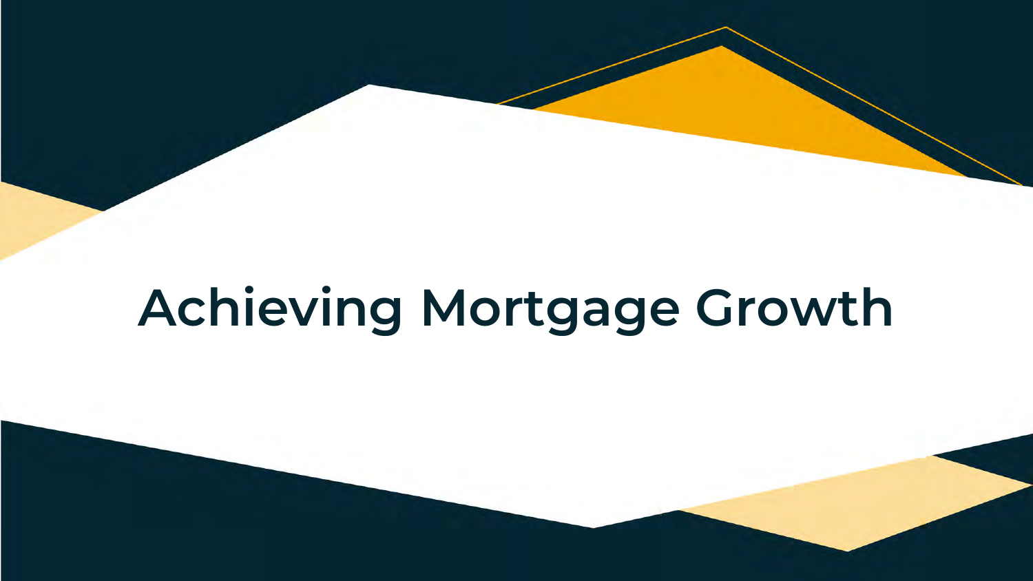# Achieving Mortgage Growth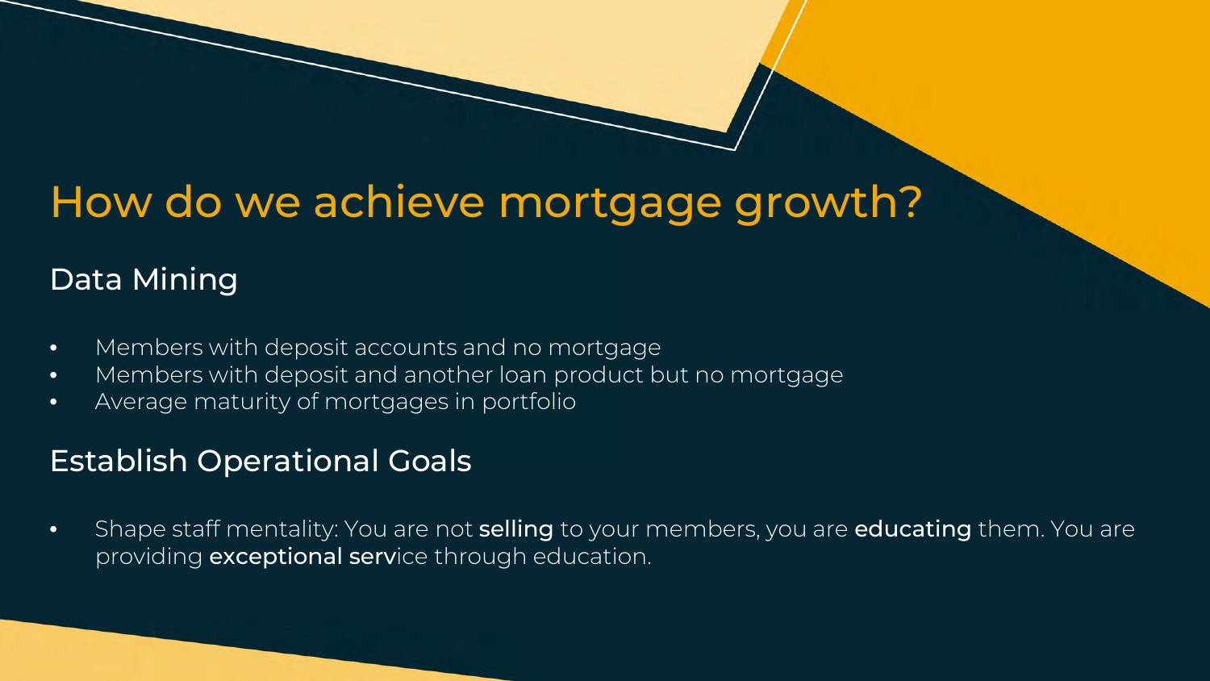# How do we achieve mortgage growth?

## Data Mining

- Members with deposit accounts and no mortgage
- Members with deposit and another loan product but no mortgage
- Average maturity of mortgages in portfolio

## Establish Operational Goals

- Shape staff mentality: You are not **selling** to your members, you are **educating** them. You are providing **exceptional serv**ice through education.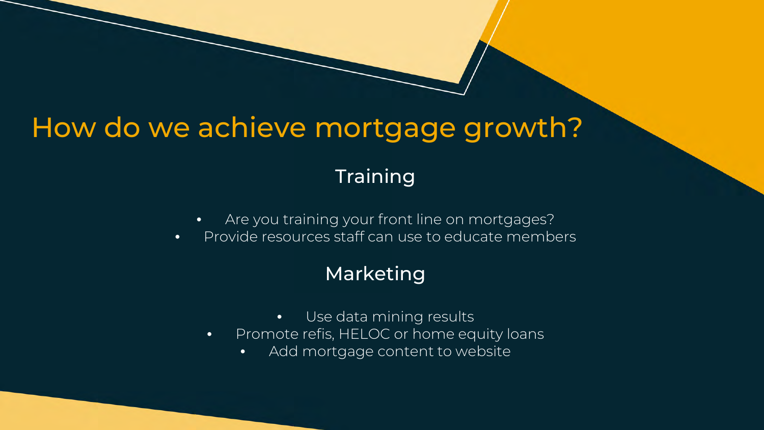# How do we achieve mortgage growth?

## Training

- Are you training your front line on mortgages?
- Provide resources staff can use to educate members

## Marketing

- Use data mining results
- Promote refis, HELOC or home equity loans
- Add mortgage content to website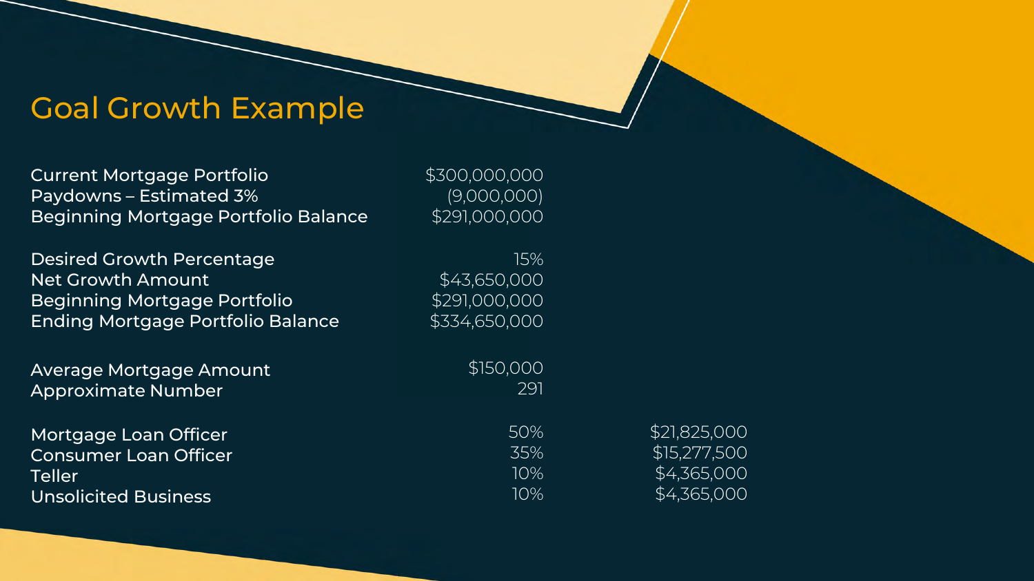# Goal Growth Example

| | | |
|---|---|---|
| Current Mortgage Portfolio | $300,000,000 | |
| Paydowns – Estimated 3% | (9,000,000) | |
| Beginning Mortgage Portfolio Balance | $291,000,000 | |
| | | |
| Desired Growth Percentage | 15% | |
| Net Growth Amount | $43,650,000 | |
| Beginning Mortgage Portfolio | $291,000,000 | |
| Ending Mortgage Portfolio Balance | $334,650,000 | |
| | | |
| Average Mortgage Amount | $150,000 | |
| Approximate Number | 291 | |
| | | |
| Mortgage Loan Officer | 50% | $21,825,000 |
| Consumer Loan Officer | 35% | $15,277,500 |
| Teller | 10% | $4,365,000 |
| Unsolicited Business | 10% | $4,365,000 |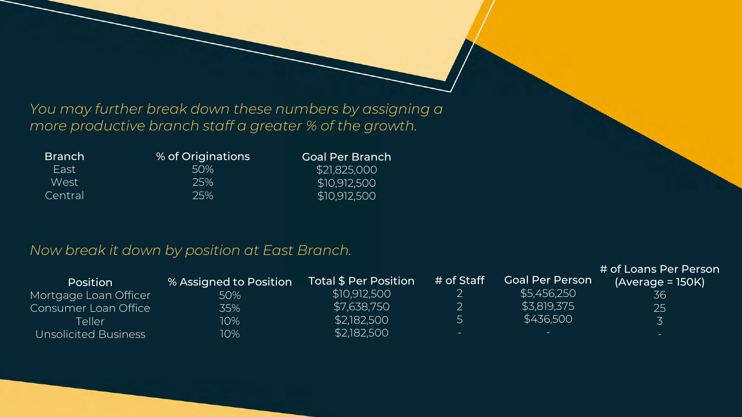*You may further break down these numbers by assigning a more productive branch staff a greater % of the growth.*

| Branch | % of Originations | Goal Per Branch |
| --- | --- | --- |
| East | 50% | $21,825,000 |
| West | 25% | $10,912,500 |
| Central | 25% | $10,912,500 |

*Now break it down by position at East Branch.*

| Position | % Assigned to Position | Total $ Per Position | # of Staff | Goal Per Person | # of Loans Per Person (Average = 150K) |
| --- | --- | --- | --- | --- | --- |
| Mortgage Loan Officer | 50% | $10,912,500 | 2 | $5,456,250 | 36 |
| Consumer Loan Office | 35% | $7,638,750 | 2 | $3,819,375 | 25 |
| Teller | 10% | $2,182,500 | 5 | $436,500 | 3 |
| Unsolicited Business | 10% | $2,182,500 | - | - | - |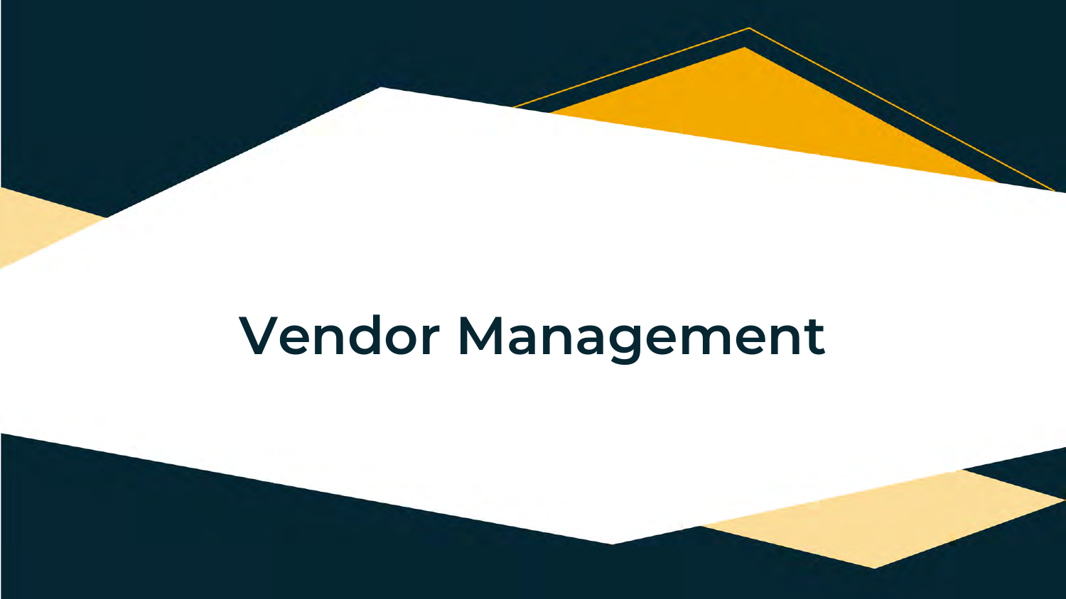# Vendor Management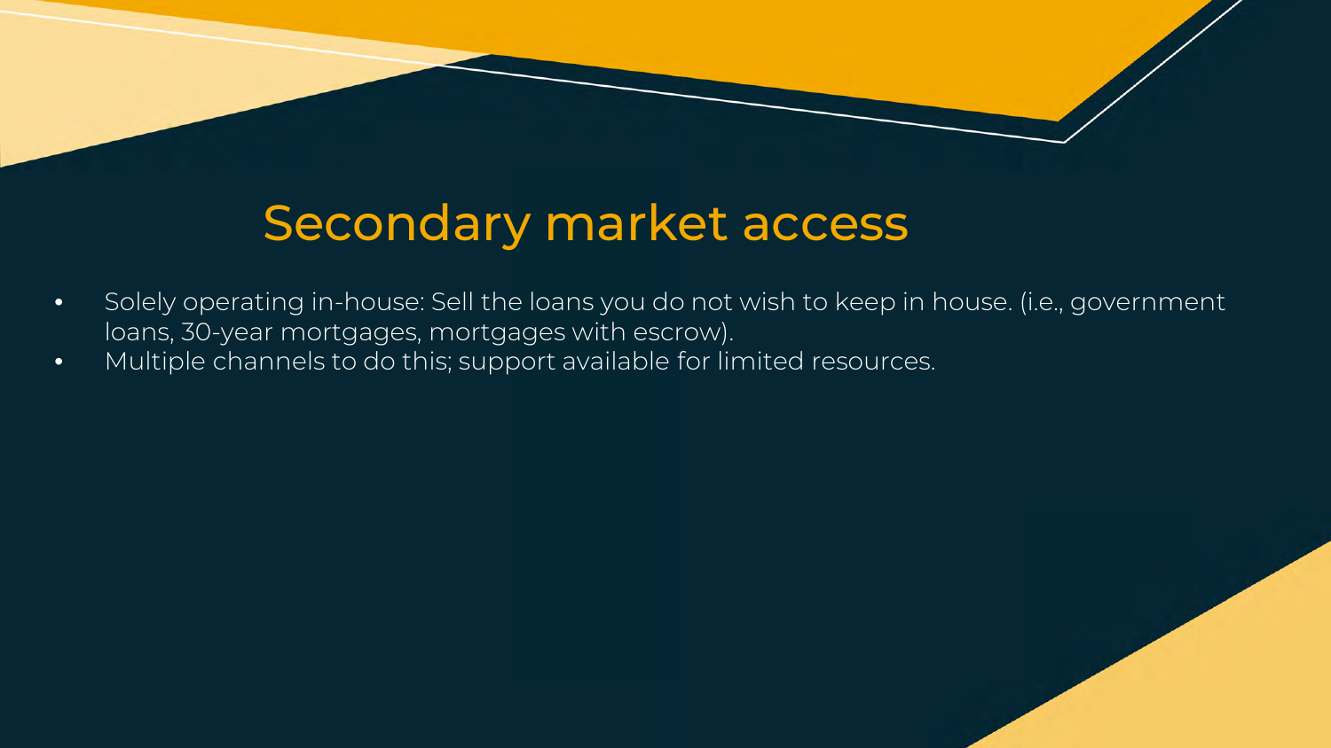# Secondary market access

- Solely operating in-house: Sell the loans you do not wish to keep in house. (i.e., government loans, 30-year mortgages, mortgages with escrow).
- Multiple channels to do this; support available for limited resources.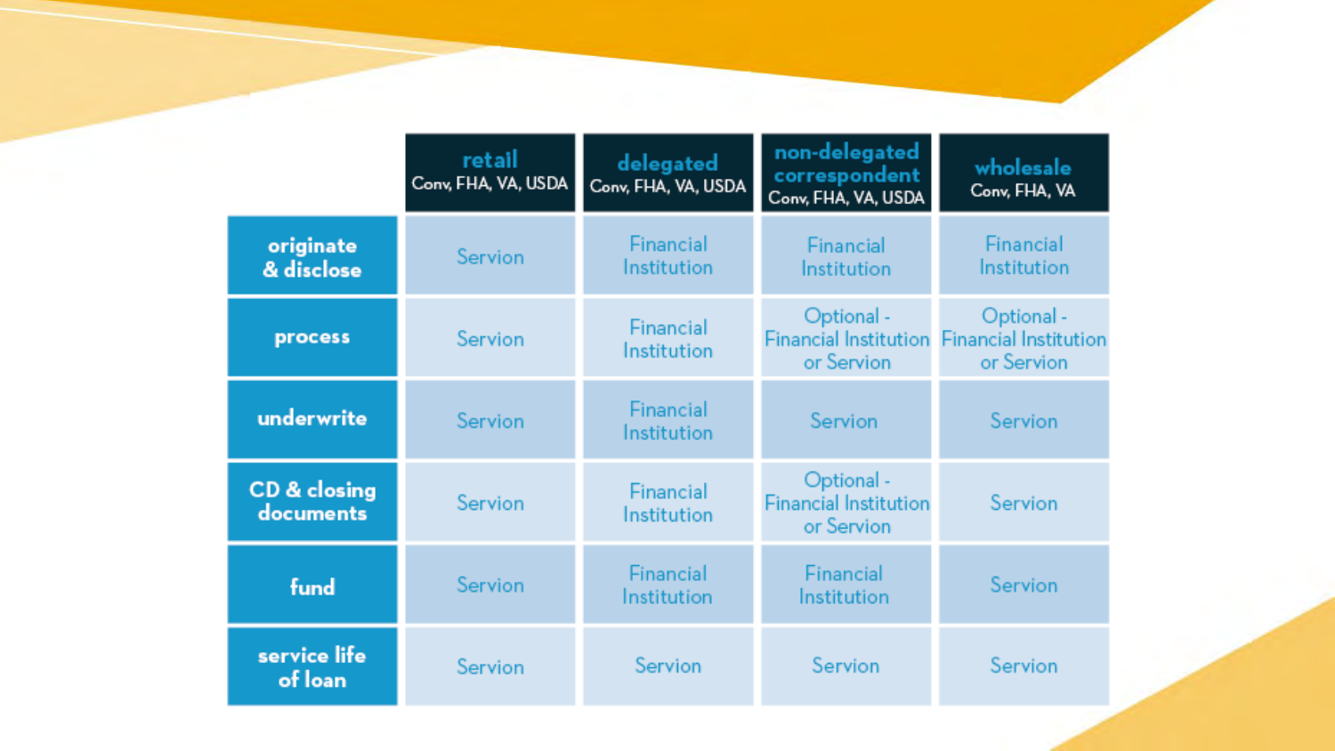| | retail<br>Conv, FHA, VA, USDA | delegated<br>Conv, FHA, VA, USDA | non-delegated correspondent<br>Conv, FHA, VA, USDA | wholesale<br>Conv, FHA, VA |
|---|---|---|---|---|
| **originate & disclose** | Servion | Financial Institution | Financial Institution | Financial Institution |
| **process** | Servion | Financial Institution | Optional - Financial Institution or Servion | Optional - Financial Institution or Servion |
| **underwrite** | Servion | Financial Institution | Servion | Servion |
| **CD & closing documents** | Servion | Financial Institution | Optional - Financial Institution or Servion | Servion |
| **fund** | Servion | Financial Institution | Financial Institution | Servion |
| **service life of loan** | Servion | Servion | Servion | Servion |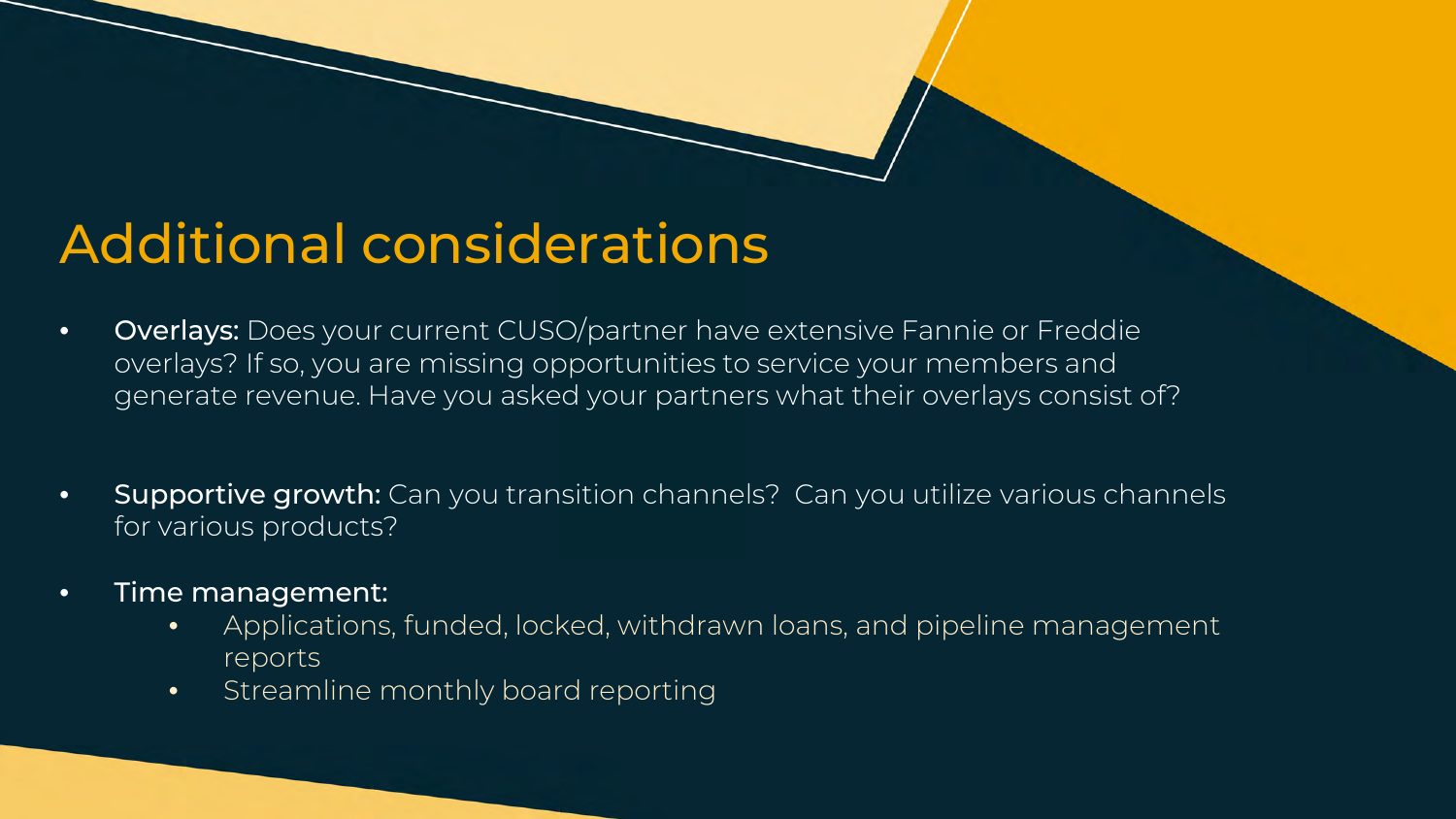# Additional considerations

- **Overlays:** Does your current CUSO/partner have extensive Fannie or Freddie overlays? If so, you are missing opportunities to service your members and generate revenue. Have you asked your partners what their overlays consist of?

- **Supportive growth:** Can you transition channels? Can you utilize various channels for various products?

- **Time management:**
  - Applications, funded, locked, withdrawn loans, and pipeline management reports
  - Streamline monthly board reporting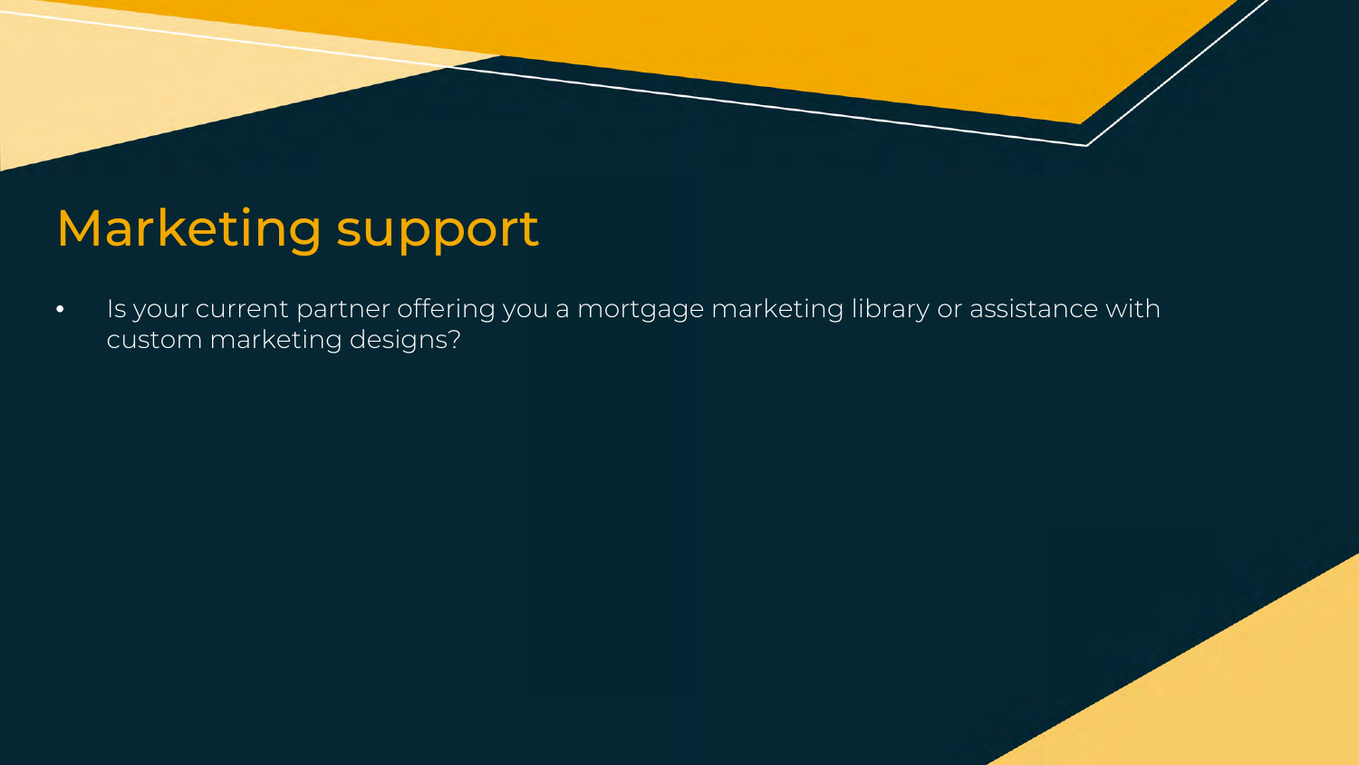# Marketing support

- Is your current partner offering you a mortgage marketing library or assistance with custom marketing designs?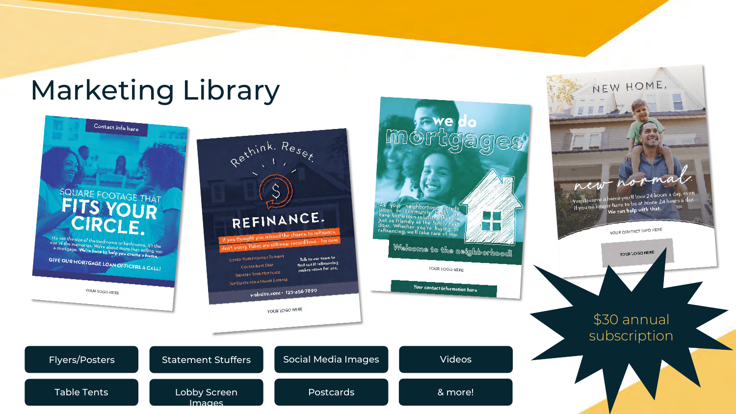# Marketing Library

- Flyers/Posters
- Statement Stuffers
- Social Media Images
- Videos
- Table Tents
- Lobby Screen Images
- Postcards
- & more!

$30 annual subscription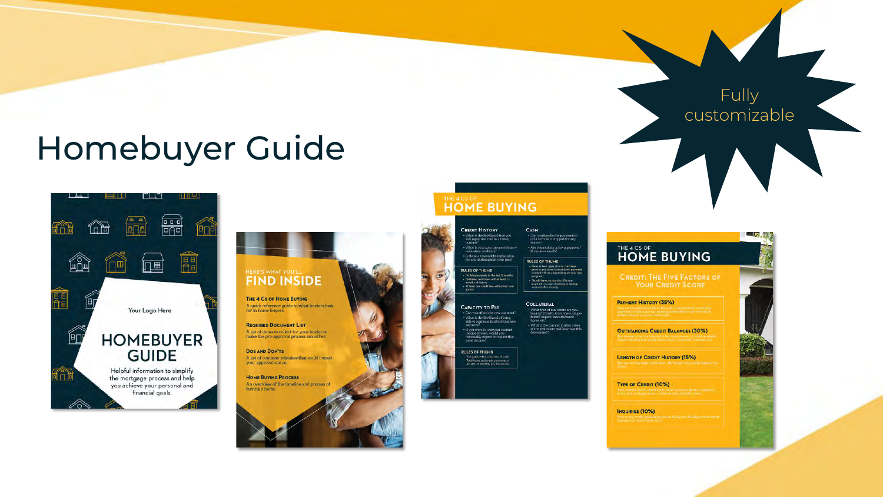# Homebuyer Guide

Fully customizable

Your Logo Here

HOMEBUYER GUIDE

Helpful information to simplify the mortgage process and help you achieve your personal and financial goals.

HERE'S WHAT YOU'LL FIND INSIDE

**The 4 Cs of Home Buying**
A quick reference guide to what lenders look for in home buyers.

**Required Document List**
A list of items to collect for your lender to make the pre-approval process smoother.

**Dos and Don'ts**
A list of common mistakes that could impact your approval status.

**Home Buying Process**
An overview of the timeline and process of buying a home.

THE 4 CS OF HOME BUYING

**Credit History**

**Cash**

**Capacity to Pay**

**Collateral**

THE 4 CS OF HOME BUYING

**Credit: The Five Factors of Your Credit Score**

**Payment History (35%)**

**Outstanding Credit Balances (30%)**

**Length of Credit History (15%)**

**Type of Credit (10%)**

**Inquiries (10%)**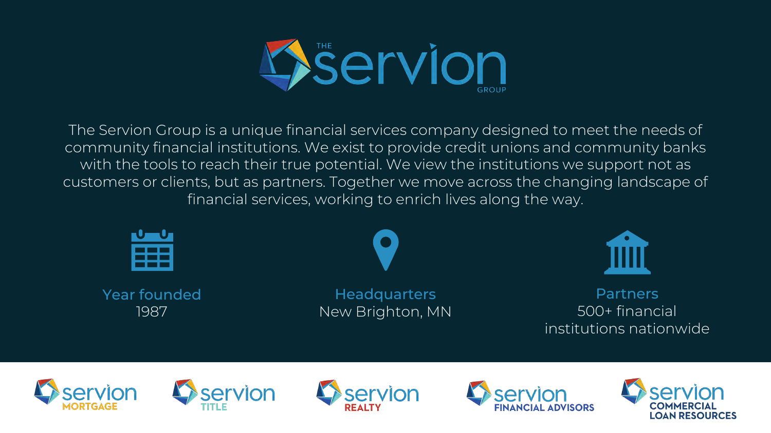# THE servion GROUP

The Servion Group is a unique financial services company designed to meet the needs of community financial institutions. We exist to provide credit unions and community banks with the tools to reach their true potential. We view the institutions we support not as customers or clients, but as partners. Together we move across the changing landscape of financial services, working to enrich lives along the way.

**Year founded**
1987

**Headquarters**
New Brighton, MN

**Partners**
500+ financial institutions nationwide

servion MORTGAGE

servion TITLE

servion REALTY

servion FINANCIAL ADVISORS

servion COMMERCIAL LOAN RESOURCES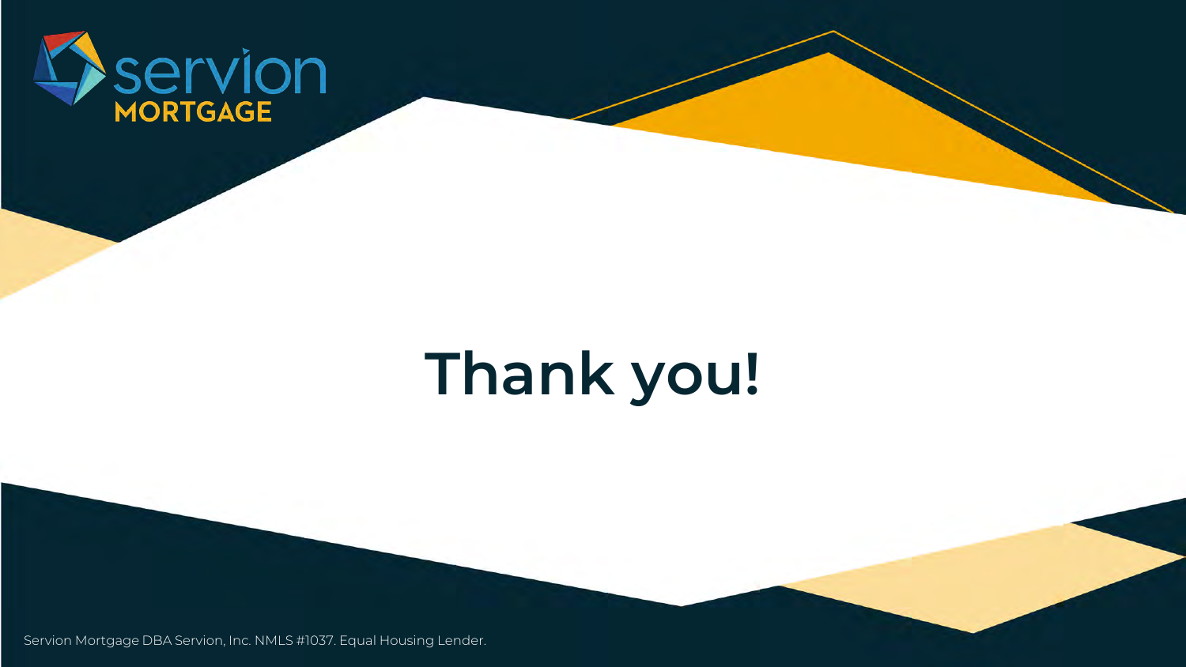servion MORTGAGE

# Thank you!

Servion Mortgage DBA Servion, Inc. NMLS #1037. Equal Housing Lender.